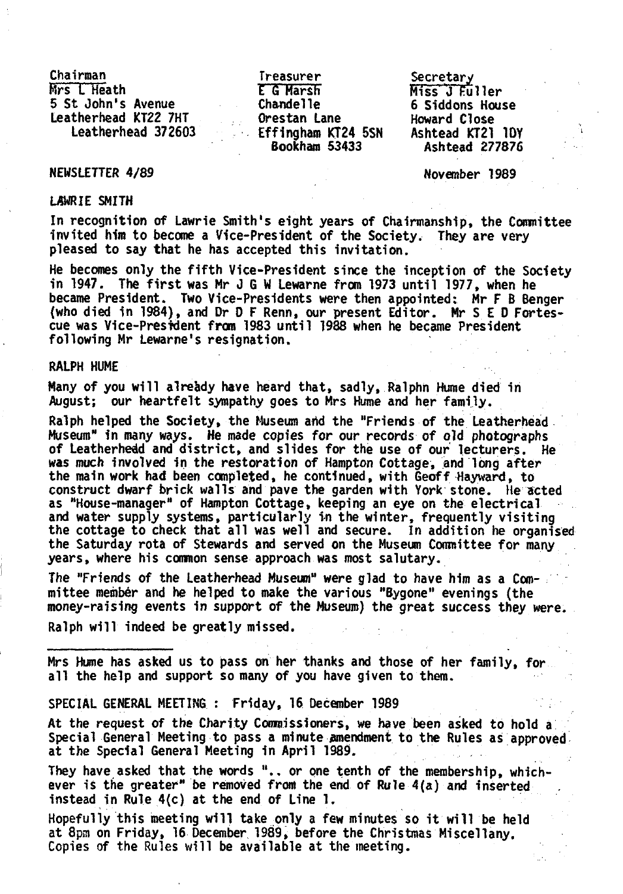| Chairman | Treasurer | Secretary |
|---|---|---|
| Mrs L Heath | E G Marsh | Miss J Fuller |
| 5 St John's Avenue | Chandelle | 6 Siddons House |
| Leatherhead KT22 7HT | Orestan Lane | Howard Close |
| Leatherhead 372603 | Effingham KT24 5SN | Ashtead KT21 1DY |
| | Bookham 53433 | Ashtead 277876 |

NEWSLETTER 4/89

November 1989

## LAWRIE SMITH

In recognition of Lawrie Smith's eight years of Chairmanship, the Committee invited him to become a Vice-President of the Society. They are very pleased to say that he has accepted this invitation.

He becomes only the fifth Vice-President since the inception of the Society in 1947. The first was Mr J G W Lewarne from 1973 until 1977, when he became President. Two Vice-Presidents were then appointed: Mr F B Benger (who died in 1984), and Dr D F Renn, our present Editor. Mr S E D Fortescue was Vice-President from 1983 until 1988 when he became President following Mr Lewarne's resignation.

## RALPH HUME

Many of you will already have heard that, sadly, Ralphn Hume died in August; our heartfelt sympathy goes to Mrs Hume and her family.

Ralph helped the Society, the Museum and the "Friends of the Leatherhead Museum" in many ways. He made copies for our records of old photographs of Leatherhead and district, and slides for the use of our lecturers. He was much involved in the restoration of Hampton Cottage, and long after the main work had been completed, he continued, with Geoff Hayward, to construct dwarf brick walls and pave the garden with York stone. He acted as "House-manager" of Hampton Cottage, keeping an eye on the electrical and water supply systems, particularly in the winter, frequently visiting the cottage to check that all was well and secure. In addition he organised the Saturday rota of Stewards and served on the Museum Committee for many years, where his common sense approach was most salutary.

The "Friends of the Leatherhead Museum" were glad to have him as a Committee member and he helped to make the various "Bygone" evenings (the money-raising events in support of the Museum) the great success they were.

Ralph will indeed be greatly missed.

---

Mrs Hume has asked us to pass on her thanks and those of her family, for all the help and support so many of you have given to them.

## SPECIAL GENERAL MEETING : Friday, 16 December 1989

At the request of the Charity Commissioners, we have been asked to hold a Special General Meeting to pass a minute amendment to the Rules as approved at the Special General Meeting in April 1989.

They have asked that the words ".. or one tenth of the membership, whichever is the greater" be removed from the end of Rule 4(a) and inserted instead in Rule 4(c) at the end of Line 1.

Hopefully this meeting will take only a few minutes so it will be held at 8pm on Friday, 16 December 1989, before the Christmas Miscellany. Copies of the Rules will be available at the meeting.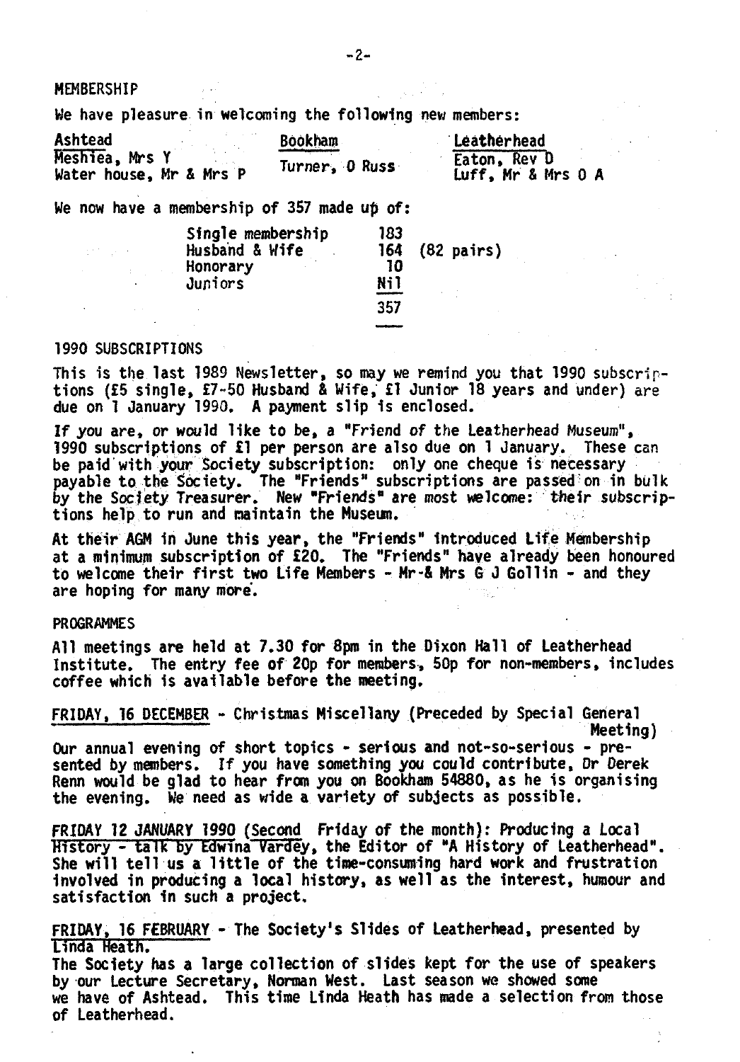## MEMBERSHIP

We have pleasure in welcoming the following new members:

| Ashtead | Bookham | Leatherhead |
|---|---|---|
| Meshiea, Mrs Y | Turner, O Russ | Eaton, Rev D |
| Water house, Mr & Mrs P | | Luff, Mr & Mrs O A |

We now have a membership of 357 made up of:

| | | |
|---|---|---|
| Single membership | 183 | |
| Husband & Wife | 164 | (82 pairs) |
| Honorary | 10 | |
| Juniors | Nil | |
| | 357 | |

## 1990 SUBSCRIPTIONS

This is the last 1989 Newsletter, so may we remind you that 1990 subscriptions (£5 single, £7-50 Husband & Wife, £1 Junior 18 years and under) are due on 1 January 1990. A payment slip is enclosed.

If you are, or would like to be, a "Friend of the Leatherhead Museum", 1990 subscriptions of £1 per person are also due on 1 January. These can be paid with your Society subscription: only one cheque is necessary payable to the Society. The "Friends" subscriptions are passed on in bulk by the Society Treasurer. New "Friends" are most welcome: their subscriptions help to run and maintain the Museum.

At their AGM in June this year, the "Friends" introduced Life Membership at a minimum subscription of £20. The "Friends" have already been honoured to welcome their first two Life Members - Mr & Mrs G J Gollin - and they are hoping for many more.

## PROGRAMMES

All meetings are held at 7.30 for 8pm in the Dixon Hall of Leatherhead Institute. The entry fee of 20p for members, 50p for non-members, includes coffee which is available before the meeting.

FRIDAY, 16 DECEMBER - Christmas Miscellany (Preceded by Special General Meeting)

Our annual evening of short topics - serious and not-so-serious - presented by members. If you have something you could contribute, Dr Derek Renn would be glad to hear from you on Bookham 54880, as he is organising the evening. We need as wide a variety of subjects as possible.

FRIDAY 12 JANUARY 1990 (Second Friday of the month): Producing a Local History - talk by Edwina Vardey, the Editor of "A History of Leatherhead". She will tell us a little of the time-consuming hard work and frustration involved in producing a local history, as well as the interest, humour and satisfaction in such a project.

FRIDAY, 16 FEBRUARY - The Society's Slides of Leatherhead, presented by Linda Heath.

The Society has a large collection of slides kept for the use of speakers by our Lecture Secretary, Norman West. Last season we showed some we have of Ashtead. This time Linda Heath has made a selection from those of Leatherhead.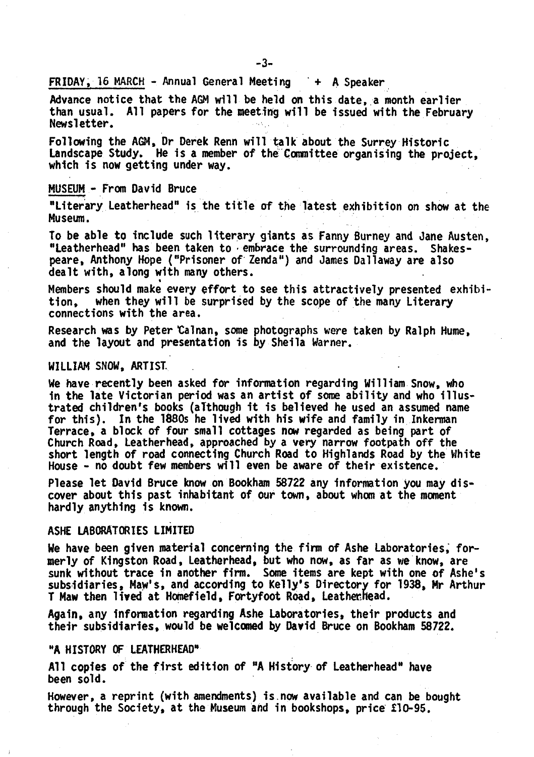FRIDAY, 16 MARCH - Annual General Meeting + A Speaker

Advance notice that the AGM will be held on this date, a month earlier than usual. All papers for the meeting will be issued with the February Newsletter.

Following the AGM, Dr Derek Renn will talk about the Surrey Historic Landscape Study. He is a member of the Committee organising the project, which is now getting under way.

MUSEUM - From David Bruce

"Literary Leatherhead" is the title of the latest exhibition on show at the Museum.

To be able to include such literary giants as Fanny Burney and Jane Austen, "Leatherhead" has been taken to embrace the surrounding areas. Shakespeare, Anthony Hope ("Prisoner of Zenda") and James Dallaway are also dealt with, along with many others.

Members should make every effort to see this attractively presented exhibition, when they will be surprised by the scope of the many Literary connections with the area.

Research was by Peter Calnan, some photographs were taken by Ralph Hume, and the layout and presentation is by Sheila Warner.

WILLIAM SNOW, ARTIST

We have recently been asked for information regarding William Snow, who in the late Victorian period was an artist of some ability and who illustrated children's books (although it is believed he used an assumed name for this). In the 1880s he lived with his wife and family in Inkerman Terrace, a block of four small cottages now regarded as being part of Church Road, Leatherhead, approached by a very narrow footpath off the short length of road connecting Church Road to Highlands Road by the White House - no doubt few members will even be aware of their existence.

Please let David Bruce know on Bookham 58722 any information you may discover about this past inhabitant of our town, about whom at the moment hardly anything is known.

ASHE LABORATORIES LIMITED

We have been given material concerning the firm of Ashe Laboratories, formerly of Kingston Road, Leatherhead, but who now, as far as we know, are sunk without trace in another firm. Some items are kept with one of Ashe's subsidiaries, Maw's, and according to Kelly's Directory for 1938, Mr Arthur T Maw then lived at Homefield, Fortyfoot Road, Leatherhead.

Again, any information regarding Ashe Laboratories, their products and their subsidiaries, would be welcomed by David Bruce on Bookham 58722.

"A HISTORY OF LEATHERHEAD"

All copies of the first edition of "A History of Leatherhead" have been sold.

However, a reprint (with amendments) is now available and can be bought through the Society, at the Museum and in bookshops, price £10-95.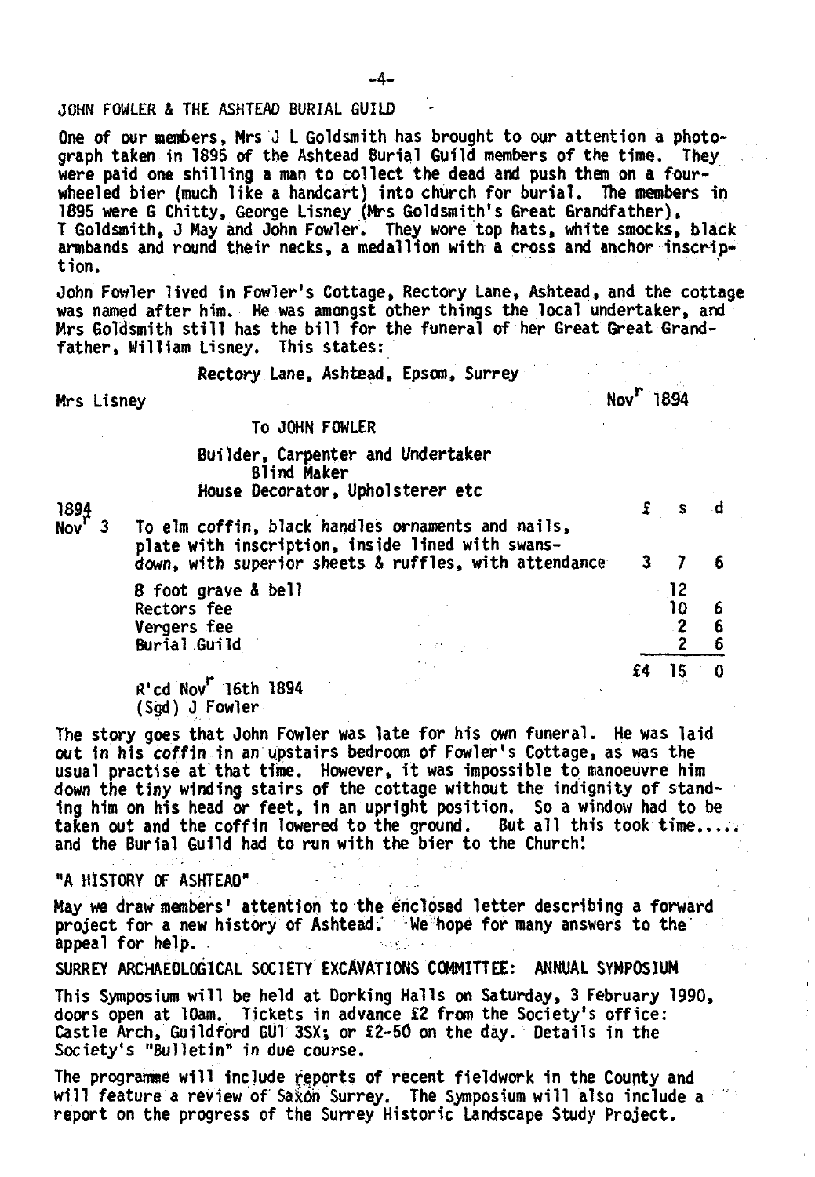## JOHN FOWLER & THE ASHTEAD BURIAL GUILD

One of our members, Mrs J L Goldsmith has brought to our attention a photograph taken in 1895 of the Ashtead Burial Guild members of the time. They were paid one shilling a man to collect the dead and push them on a four-wheeled bier (much like a handcart) into church for burial. The members in 1895 were G Chitty, George Lisney (Mrs Goldsmith's Great Grandfather), T Goldsmith, J May and John Fowler. They wore top hats, white smocks, black armbands and round their necks, a medallion with a cross and anchor inscription.

John Fowler lived in Fowler's Cottage, Rectory Lane, Ashtead, and the cottage was named after him. He was amongst other things the local undertaker, and Mrs Goldsmith still has the bill for the funeral of her Great Great Grandfather, William Lisney. This states:

Rectory Lane, Ashtead, Epsom, Surrey

Mrs Lisney — Nov[r] 1894

To JOHN FOWLER

Builder, Carpenter and Undertaker
Blind Maker
House Decorator, Upholsterer etc

| | | £ | s | d |
|---|---|---|---|---|
| 1894 Nov[r] 3 | To elm coffin, black handles ornaments and nails, plate with inscription, inside lined with swans-down, with superior sheets & ruffles, with attendance | 3 | 7 | 6 |
| | 8 foot grave & bell | | 12 | |
| | Rectors fee | | 10 | 6 |
| | Vergers fee | | 2 | 6 |
| | Burial Guild | | 2 | 6 |
| | | £4 | 15 | 0 |

R'cd Nov[r] 16th 1894
(Sgd) J Fowler

The story goes that John Fowler was late for his own funeral. He was laid out in his coffin in an upstairs bedroom of Fowler's Cottage, as was the usual practise at that time. However, it was impossible to manoeuvre him down the tiny winding stairs of the cottage without the indignity of standing him on his head or feet, in an upright position. So a window had to be taken out and the coffin lowered to the ground. But all this took time..... and the Burial Guild had to run with the bier to the Church!

## "A HISTORY OF ASHTEAD"

May we draw members' attention to the enclosed letter describing a forward project for a new history of Ashtead. We hope for many answers to the appeal for help.

## SURREY ARCHAEOLOGICAL SOCIETY EXCAVATIONS COMMITTEE: ANNUAL SYMPOSIUM

This Symposium will be held at Dorking Halls on Saturday, 3 February 1990, doors open at 10am. Tickets in advance £2 from the Society's office: Castle Arch, Guildford GU1 3SX; or £2-50 on the day. Details in the Society's "Bulletin" in due course.

The programme will include reports of recent fieldwork in the County and will feature a review of Saxon Surrey. The Symposium will also include a report on the progress of the Surrey Historic Landscape Study Project.